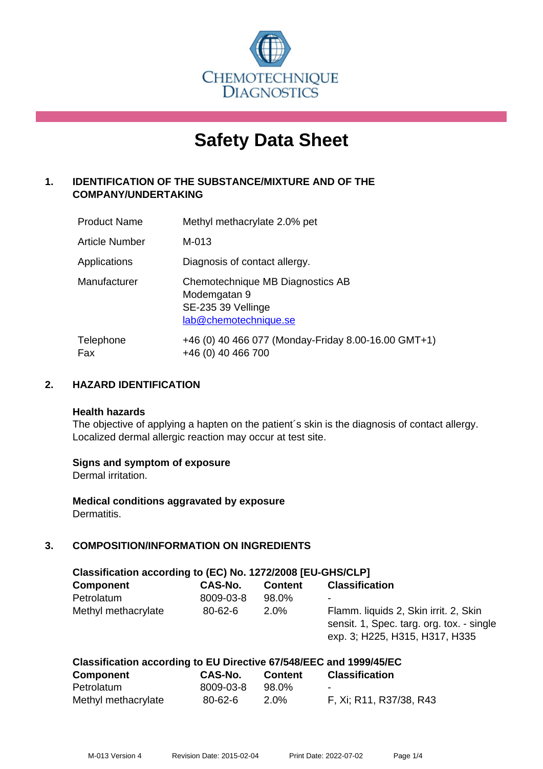CHEMOTECHNIQUE DIAGNOSTICS

# Safety Data Sheet

## 1. IDENTIFICATION OF THE SUBSTANCE/MIXTURE AND OF THE COMPANY/UNDERTAKING

| | |
|---|---|
| Product Name | Methyl methacrylate 2.0% pet |
| Article Number | M-013 |
| Applications | Diagnosis of contact allergy. |
| Manufacturer | Chemotechnique MB Diagnostics AB<br>Modemgatan 9<br>SE-235 39 Vellinge<br>lab@chemotechnique.se |
| Telephone<br>Fax | +46 (0) 40 466 077 (Monday-Friday 8.00-16.00 GMT+1)<br>+46 (0) 40 466 700 |

## 2. HAZARD IDENTIFICATION

**Health hazards**
The objective of applying a hapten on the patient´s skin is the diagnosis of contact allergy. Localized dermal allergic reaction may occur at test site.

**Signs and symptom of exposure**
Dermal irritation.

**Medical conditions aggravated by exposure**
Dermatitis.

## 3. COMPOSITION/INFORMATION ON INGREDIENTS

**Classification according to (EC) No. 1272/2008 [EU-GHS/CLP]**

| Component | CAS-No. | Content | Classification |
|---|---|---|---|
| Petrolatum | 8009-03-8 | 98.0% | - |
| Methyl methacrylate | 80-62-6 | 2.0% | Flamm. liquids 2, Skin irrit. 2, Skin sensit. 1, Spec. targ. org. tox. - single exp. 3; H225, H315, H317, H335 |

**Classification according to EU Directive 67/548/EEC and 1999/45/EC**

| Component | CAS-No. | Content | Classification |
|---|---|---|---|
| Petrolatum | 8009-03-8 | 98.0% | - |
| Methyl methacrylate | 80-62-6 | 2.0% | F, Xi; R11, R37/38, R43 |

M-013 Version 4 Revision Date: 2015-02-04 Print Date: 2022-07-02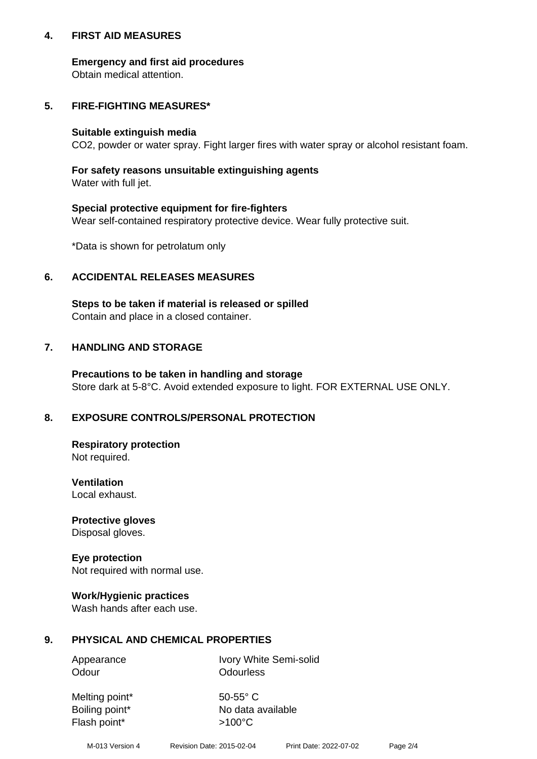## 4. FIRST AID MEASURES

**Emergency and first aid procedures**
Obtain medical attention.

## 5. FIRE-FIGHTING MEASURES*

**Suitable extinguish media**
$CO_2$, powder or water spray. Fight larger fires with water spray or alcohol resistant foam.

**For safety reasons unsuitable extinguishing agents**
Water with full jet.

**Special protective equipment for fire-fighters**
Wear self-contained respiratory protective device. Wear fully protective suit.

*Data is shown for petrolatum only

## 6. ACCIDENTAL RELEASES MEASURES

**Steps to be taken if material is released or spilled**
Contain and place in a closed container.

## 7. HANDLING AND STORAGE

**Precautions to be taken in handling and storage**
Store dark at 5-8°C. Avoid extended exposure to light. FOR EXTERNAL USE ONLY.

## 8. EXPOSURE CONTROLS/PERSONAL PROTECTION

**Respiratory protection**
Not required.

**Ventilation**
Local exhaust.

**Protective gloves**
Disposal gloves.

**Eye protection**
Not required with normal use.

**Work/Hygienic practices**
Wash hands after each use.

## 9. PHYSICAL AND CHEMICAL PROPERTIES

| | |
|---|---|
| Appearance | Ivory White Semi-solid |
| Odour | Odourless |
| Melting point* | 50-55° C |
| Boiling point* | No data available |
| Flash point* | >100°C |

M-013 Version 4 Revision Date: 2015-02-04 Print Date: 2022-07-02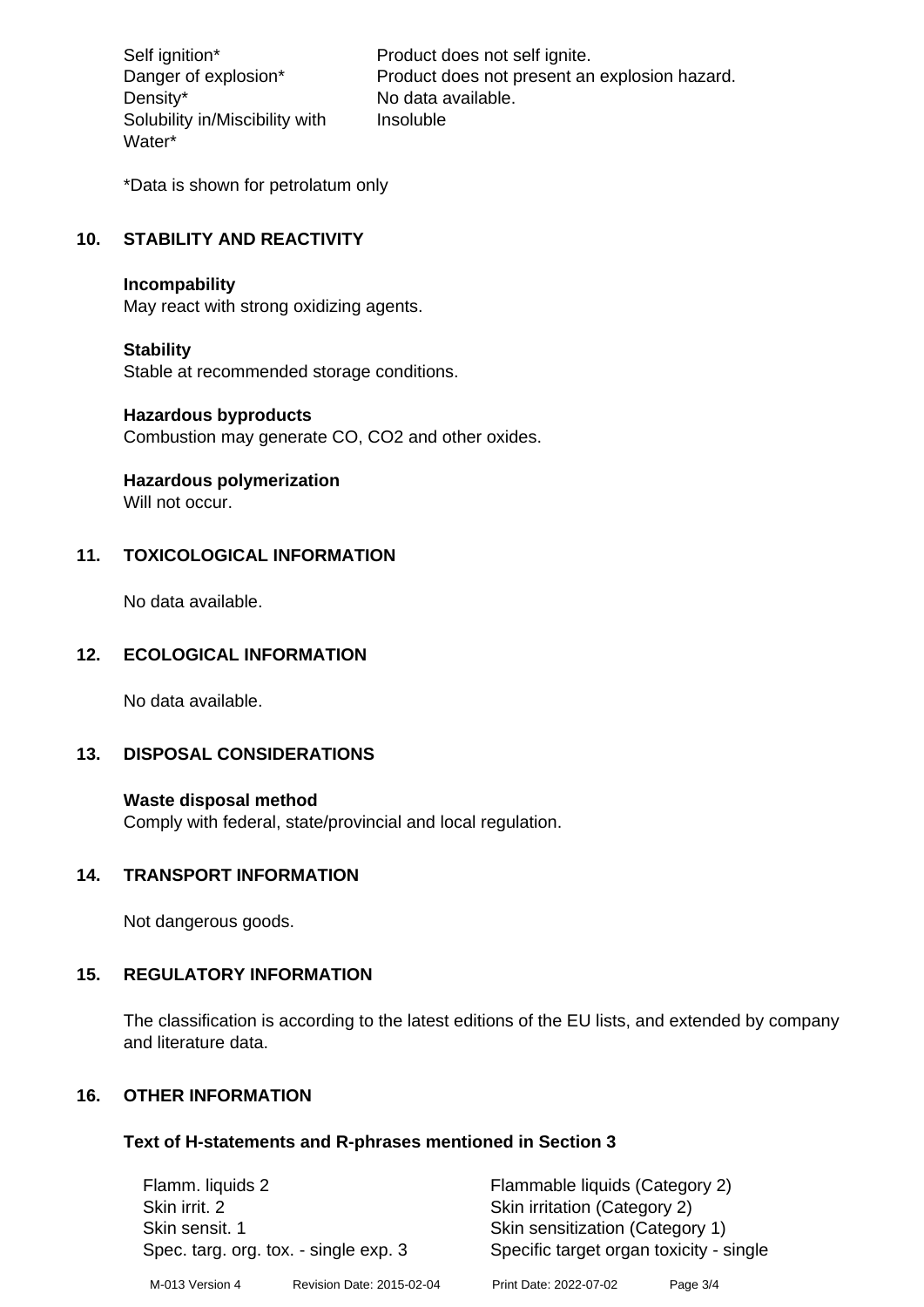| | |
|---|---|
| Self ignition* | Product does not self ignite. |
| Danger of explosion* | Product does not present an explosion hazard. |
| Density* | No data available. |
| Solubility in/Miscibility with Water* | Insoluble |

*Data is shown for petrolatum only

## 10. STABILITY AND REACTIVITY

**Incompability**
May react with strong oxidizing agents.

**Stability**
Stable at recommended storage conditions.

**Hazardous byproducts**
Combustion may generate CO, $CO_2$ and other oxides.

**Hazardous polymerization**
Will not occur.

## 11. TOXICOLOGICAL INFORMATION

No data available.

## 12. ECOLOGICAL INFORMATION

No data available.

## 13. DISPOSAL CONSIDERATIONS

**Waste disposal method**
Comply with federal, state/provincial and local regulation.

## 14. TRANSPORT INFORMATION

Not dangerous goods.

## 15. REGULATORY INFORMATION

The classification is according to the latest editions of the EU lists, and extended by company and literature data.

## 16. OTHER INFORMATION

### Text of H-statements and R-phrases mentioned in Section 3

| | |
|---|---|
| Flamm. liquids 2 | Flammable liquids (Category 2) |
| Skin irrit. 2 | Skin irritation (Category 2) |
| Skin sensit. 1 | Skin sensitization (Category 1) |
| Spec. targ. org. tox. - single exp. 3 | Specific target organ toxicity - single |

M-013 Version 4 Revision Date: 2015-02-04 Print Date: 2022-07-02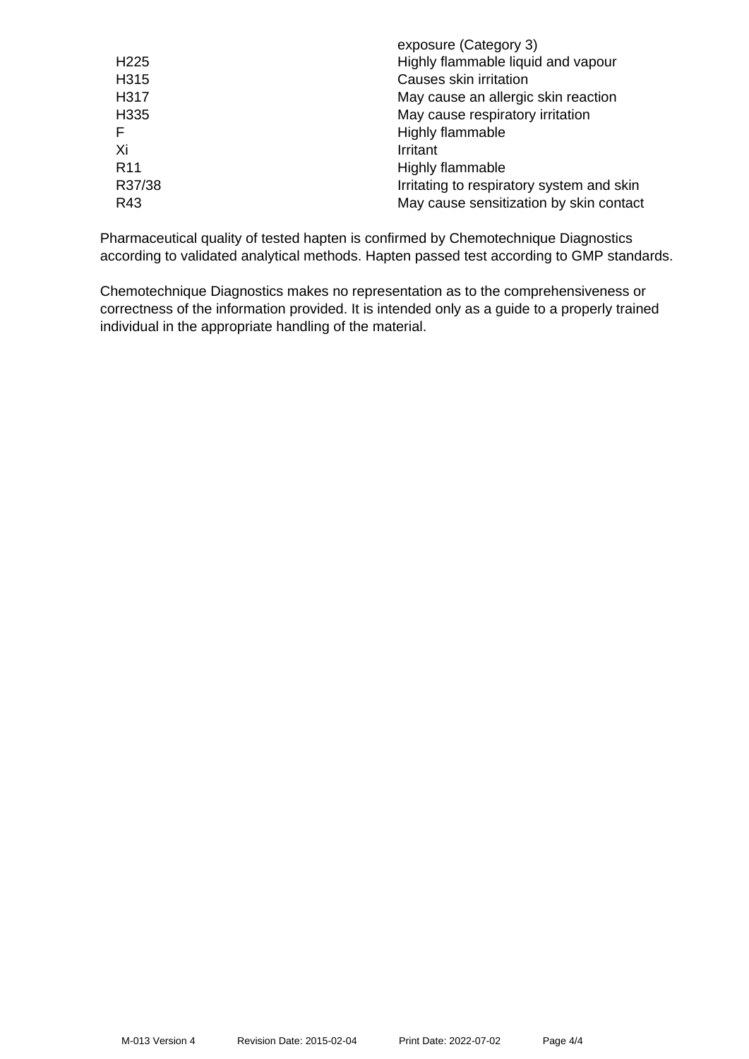| | |
|---|---|
| | exposure (Category 3) |
| H225 | Highly flammable liquid and vapour |
| H315 | Causes skin irritation |
| H317 | May cause an allergic skin reaction |
| H335 | May cause respiratory irritation |
| F | Highly flammable |
| Xi | Irritant |
| R11 | Highly flammable |
| R37/38 | Irritating to respiratory system and skin |
| R43 | May cause sensitization by skin contact |

Pharmaceutical quality of tested hapten is confirmed by Chemotechnique Diagnostics according to validated analytical methods. Hapten passed test according to GMP standards.

Chemotechnique Diagnostics makes no representation as to the comprehensiveness or correctness of the information provided. It is intended only as a guide to a properly trained individual in the appropriate handling of the material.